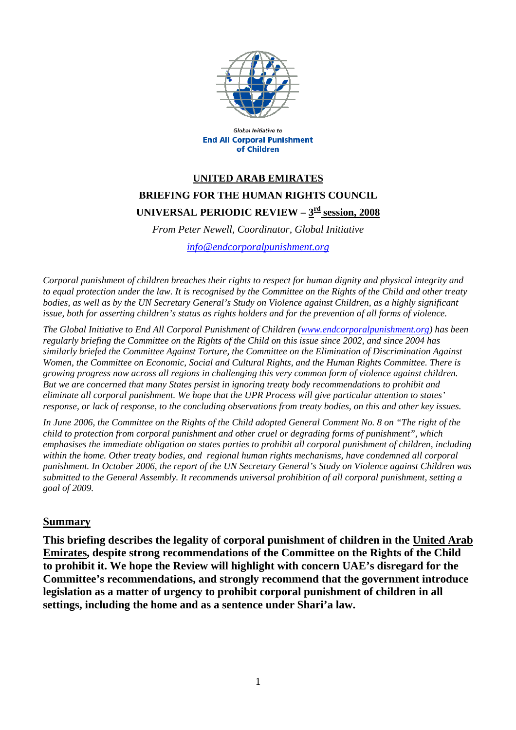Global Initiative to
**End All Corporal Punishment of Children**

# UNITED ARAB EMIRATES

## BRIEFING FOR THE HUMAN RIGHTS COUNCIL

## UNIVERSAL PERIODIC REVIEW – 3rd session, 2008

*From Peter Newell, Coordinator, Global Initiative*

*info@endcorporalpunishment.org*

*Corporal punishment of children breaches their rights to respect for human dignity and physical integrity and to equal protection under the law. It is recognised by the Committee on the Rights of the Child and other treaty bodies, as well as by the UN Secretary General's Study on Violence against Children, as a highly significant issue, both for asserting children's status as rights holders and for the prevention of all forms of violence.*

*The Global Initiative to End All Corporal Punishment of Children (www.endcorporalpunishment.org) has been regularly briefing the Committee on the Rights of the Child on this issue since 2002, and since 2004 has similarly briefed the Committee Against Torture, the Committee on the Elimination of Discrimination Against Women, the Committee on Economic, Social and Cultural Rights, and the Human Rights Committee. There is growing progress now across all regions in challenging this very common form of violence against children. But we are concerned that many States persist in ignoring treaty body recommendations to prohibit and eliminate all corporal punishment. We hope that the UPR Process will give particular attention to states' response, or lack of response, to the concluding observations from treaty bodies, on this and other key issues.*

*In June 2006, the Committee on the Rights of the Child adopted General Comment No. 8 on "The right of the child to protection from corporal punishment and other cruel or degrading forms of punishment", which emphasises the immediate obligation on states parties to prohibit all corporal punishment of children, including within the home. Other treaty bodies, and regional human rights mechanisms, have condemned all corporal punishment. In October 2006, the report of the UN Secretary General's Study on Violence against Children was submitted to the General Assembly. It recommends universal prohibition of all corporal punishment, setting a goal of 2009.*

## Summary

**This briefing describes the legality of corporal punishment of children in the United Arab Emirates, despite strong recommendations of the Committee on the Rights of the Child to prohibit it. We hope the Review will highlight with concern UAE's disregard for the Committee's recommendations, and strongly recommend that the government introduce legislation as a matter of urgency to prohibit corporal punishment of children in all settings, including the home and as a sentence under Shari'a law.**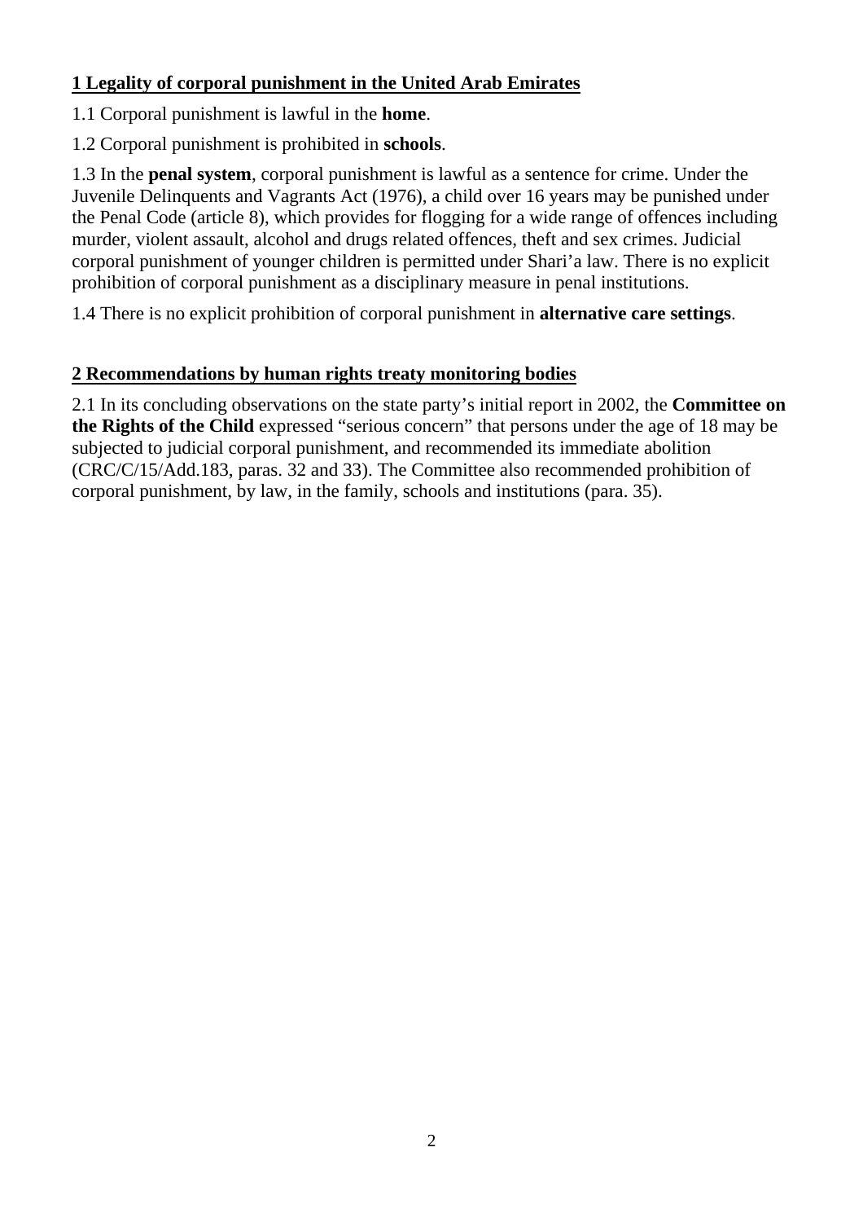## 1 Legality of corporal punishment in the United Arab Emirates

1.1 Corporal punishment is lawful in the **home**.

1.2 Corporal punishment is prohibited in **schools**.

1.3 In the **penal system**, corporal punishment is lawful as a sentence for crime. Under the Juvenile Delinquents and Vagrants Act (1976), a child over 16 years may be punished under the Penal Code (article 8), which provides for flogging for a wide range of offences including murder, violent assault, alcohol and drugs related offences, theft and sex crimes. Judicial corporal punishment of younger children is permitted under Shari'a law. There is no explicit prohibition of corporal punishment as a disciplinary measure in penal institutions.

1.4 There is no explicit prohibition of corporal punishment in **alternative care settings**.

## 2 Recommendations by human rights treaty monitoring bodies

2.1 In its concluding observations on the state party's initial report in 2002, the **Committee on the Rights of the Child** expressed "serious concern" that persons under the age of 18 may be subjected to judicial corporal punishment, and recommended its immediate abolition (CRC/C/15/Add.183, paras. 32 and 33). The Committee also recommended prohibition of corporal punishment, by law, in the family, schools and institutions (para. 35).